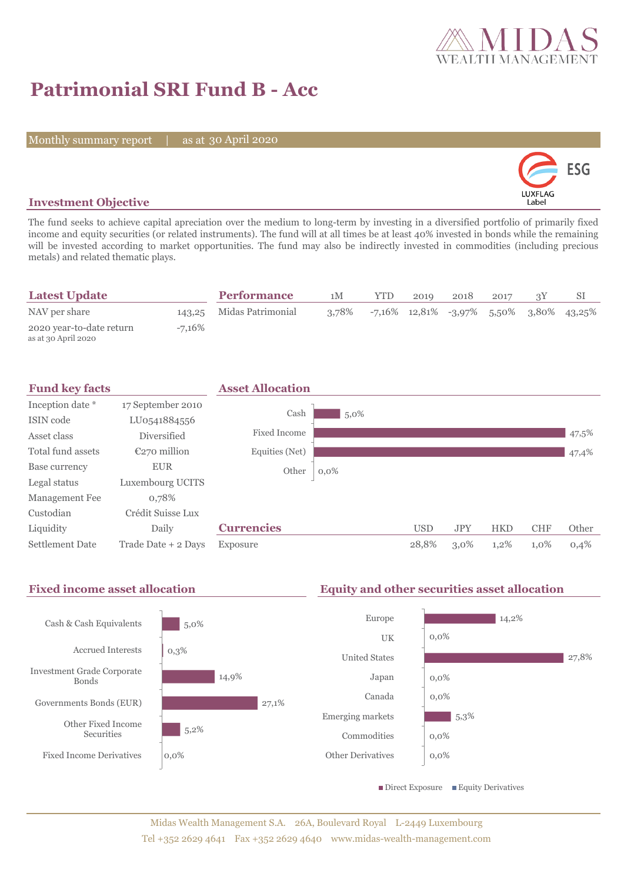# Patrimonial SRI Fund B - Acc

Monthly summary report | as at 30 April 2020

## Investment Objective

The fund seeks to achieve capital apreciation over the medium to long-term by investing in a diversified portfolio of primarily fixed income and equity securities (or related instruments). The fund will at all times be at least 40% invested in bonds while the remaining will be invested according to market opportunities. The fund may also be indirectly invested in commodities (including precious metals) and related thematic plays.

## Latest Update

| | |
|---|---|
| NAV per share | 143,25 |
| 2020 year-to-date return<br>as at 30 April 2020 | -7,16% |

## Performance

| | 1M | YTD | 2019 | 2018 | 2017 | 3Y | SI |
|---|---|---|---|---|---|---|---|
| Midas Patrimonial | 3,78% | -7,16% | 12,81% | -3,97% | 5,50% | 3,80% | 43,25% |

## Fund key facts

| | |
|---|---|
| Inception date * | 17 September 2010 |
| ISIN code | LU0541884556 |
| Asset class | Diversified |
| Total fund assets | €270 million |
| Base currency | EUR |
| Legal status | Luxembourg UCITS |
| Management Fee | 0,78% |
| Custodian | Crédit Suisse Lux |
| Liquidity | Daily |
| Settlement Date | Trade Date + 2 Days |

## Asset Allocation

| | |
|---|---|
| Cash | 5,0% |
| Fixed Income | 47,5% |
| Equities (Net) | 47,4% |
| Other | 0,0% |

## Currencies

| | USD | JPY | HKD | CHF | Other |
|---|---|---|---|---|---|
| Exposure | 28,8% | 3,0% | 1,2% | 1,0% | 0,4% |

## Fixed income asset allocation

| | |
|---|---|
| Cash & Cash Equivalents | 5,0% |
| Accrued Interests | 0,3% |
| Investment Grade Corporate Bonds | 14,9% |
| Governments Bonds (EUR) | 27,1% |
| Other Fixed Income Securities | 5,2% |
| Fixed Income Derivatives | 0,0% |

## Equity and other securities asset allocation

| | |
|---|---|
| Europe | 14,2% |
| UK | 0,0% |
| United States | 27,8% |
| Japan | 0,0% |
| Canada | 0,0% |
| Emerging markets | 5,3% |
| Commodities | 0,0% |
| Other Derivatives | 0,0% |

Direct Exposure | Equity Derivatives

Midas Wealth Management S.A. 26A, Boulevard Royal L-2449 Luxembourg
Tel +352 2629 4641 Fax +352 2629 4640 www.midas-wealth-management.com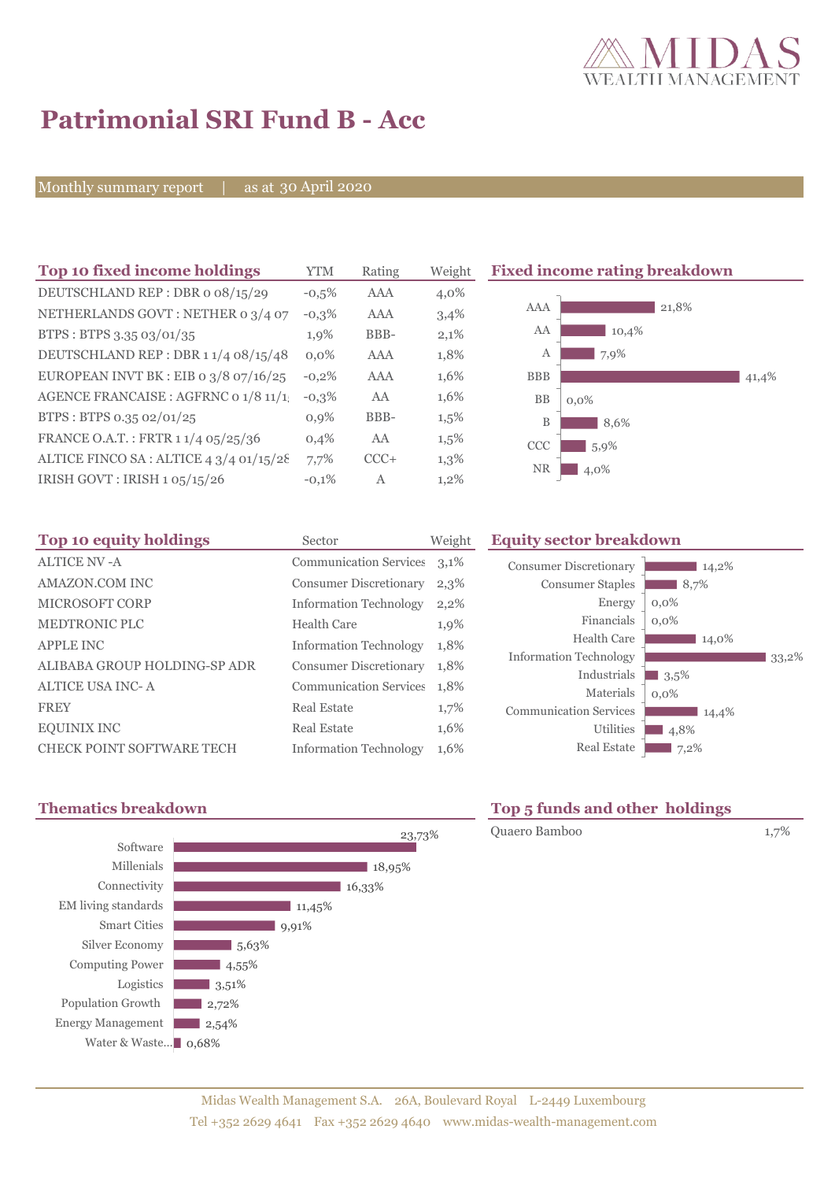# Patrimonial SRI Fund B - Acc

Monthly summary report | as at 30 April 2020

## Top 10 fixed income holdings

| Top 10 fixed income holdings | YTM | Rating | Weight |
|---|---|---|---|
| DEUTSCHLAND REP : DBR 0 08/15/29 | -0,5% | AAA | 4,0% |
| NETHERLANDS GOVT : NETHER 0 3/4 07 | -0,3% | AAA | 3,4% |
| BTPS : BTPS 3.35 03/01/35 | 1,9% | BBB- | 2,1% |
| DEUTSCHLAND REP : DBR 1 1/4 08/15/48 | 0,0% | AAA | 1,8% |
| EUROPEAN INVT BK : EIB 0 3/8 07/16/25 | -0,2% | AAA | 1,6% |
| AGENCE FRANCAISE : AGFRNC 0 1/8 11/1 | -0,3% | AA | 1,6% |
| BTPS : BTPS 0.35 02/01/25 | 0,9% | BBB- | 1,5% |
| FRANCE O.A.T. : FRTR 1 1/4 05/25/36 | 0,4% | AA | 1,5% |
| ALTICE FINCO SA : ALTICE 4 3/4 01/15/28 | 7,7% | CCC+ | 1,3% |
| IRISH GOVT : IRISH 1 05/15/26 | -0,1% | A | 1,2% |

## Fixed income rating breakdown

| Rating | Weight |
|---|---|
| AAA | 21,8% |
| AA | 10,4% |
| A | 7,9% |
| BBB | 41,4% |
| BB | 0,0% |
| B | 8,6% |
| CCC | 5,9% |
| NR | 4,0% |

## Top 10 equity holdings

| Top 10 equity holdings | Sector | Weight |
|---|---|---|
| ALTICE NV -A | Communication Services | 3,1% |
| AMAZON.COM INC | Consumer Discretionary | 2,3% |
| MICROSOFT CORP | Information Technology | 2,2% |
| MEDTRONIC PLC | Health Care | 1,9% |
| APPLE INC | Information Technology | 1,8% |
| ALIBABA GROUP HOLDING-SP ADR | Consumer Discretionary | 1,8% |
| ALTICE USA INC- A | Communication Services | 1,8% |
| FREY | Real Estate | 1,7% |
| EQUINIX INC | Real Estate | 1,6% |
| CHECK POINT SOFTWARE TECH | Information Technology | 1,6% |

## Equity sector breakdown

| Sector | Weight |
|---|---|
| Consumer Discretionary | 14,2% |
| Consumer Staples | 8,7% |
| Energy | 0,0% |
| Financials | 0,0% |
| Health Care | 14,0% |
| Information Technology | 33,2% |
| Industrials | 3,5% |
| Materials | 0,0% |
| Communication Services | 14,4% |
| Utilities | 4,8% |
| Real Estate | 7,2% |

## Thematics breakdown

| Theme | Weight |
|---|---|
| Software | 23,73% |
| Millenials | 18,95% |
| Connectivity | 16,33% |
| EM living standards | 11,45% |
| Smart Cities | 9,91% |
| Silver Economy | 5,63% |
| Computing Power | 4,55% |
| Logistics | 3,51% |
| Population Growth | 2,72% |
| Energy Management | 2,54% |
| Water & Waste... | 0,68% |

## Top 5 funds and other holdings

| Fund | Weight |
|---|---|
| Quaero Bamboo | 1,7% |

Midas Wealth Management S.A. 26A, Boulevard Royal L-2449 Luxembourg
Tel +352 2629 4641 Fax +352 2629 4640 www.midas-wealth-management.com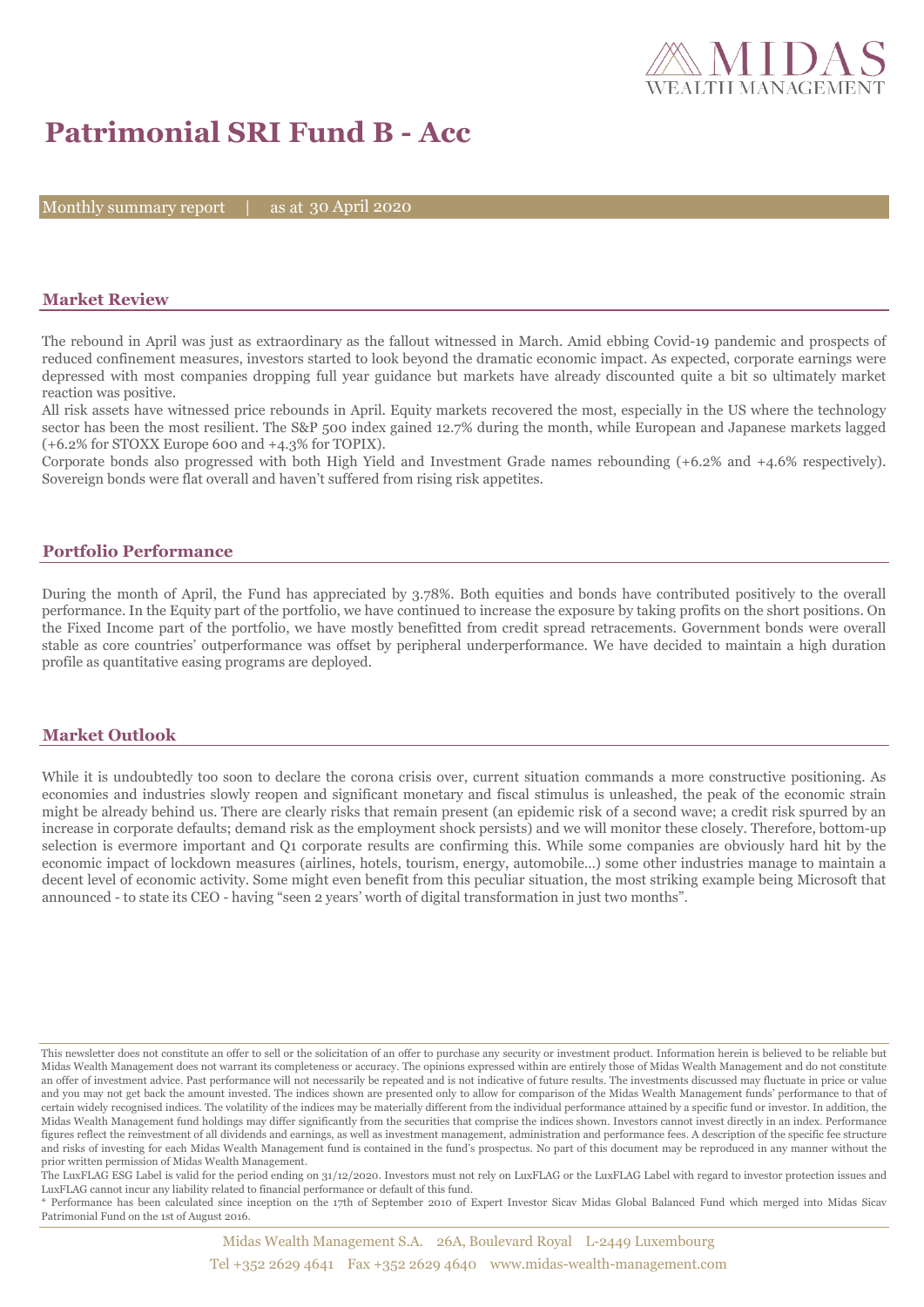# Patrimonial SRI Fund B - Acc

Monthly summary report | as at 30 April 2020

## Market Review

The rebound in April was just as extraordinary as the fallout witnessed in March. Amid ebbing Covid-19 pandemic and prospects of reduced confinement measures, investors started to look beyond the dramatic economic impact. As expected, corporate earnings were depressed with most companies dropping full year guidance but markets have already discounted quite a bit so ultimately market reaction was positive.

All risk assets have witnessed price rebounds in April. Equity markets recovered the most, especially in the US where the technology sector has been the most resilient. The S&P 500 index gained 12.7% during the month, while European and Japanese markets lagged (+6.2% for STOXX Europe 600 and +4.3% for TOPIX).

Corporate bonds also progressed with both High Yield and Investment Grade names rebounding (+6.2% and +4.6% respectively). Sovereign bonds were flat overall and haven't suffered from rising risk appetites.

## Portfolio Performance

During the month of April, the Fund has appreciated by 3.78%. Both equities and bonds have contributed positively to the overall performance. In the Equity part of the portfolio, we have continued to increase the exposure by taking profits on the short positions. On the Fixed Income part of the portfolio, we have mostly benefitted from credit spread retracements. Government bonds were overall stable as core countries' outperformance was offset by peripheral underperformance. We have decided to maintain a high duration profile as quantitative easing programs are deployed.

## Market Outlook

While it is undoubtedly too soon to declare the corona crisis over, current situation commands a more constructive positioning. As economies and industries slowly reopen and significant monetary and fiscal stimulus is unleashed, the peak of the economic strain might be already behind us. There are clearly risks that remain present (an epidemic risk of a second wave; a credit risk spurred by an increase in corporate defaults; demand risk as the employment shock persists) and we will monitor these closely. Therefore, bottom-up selection is evermore important and Q1 corporate results are confirming this. While some companies are obviously hard hit by the economic impact of lockdown measures (airlines, hotels, tourism, energy, automobile…) some other industries manage to maintain a decent level of economic activity. Some might even benefit from this peculiar situation, the most striking example being Microsoft that announced - to state its CEO - having "seen 2 years' worth of digital transformation in just two months".

This newsletter does not constitute an offer to sell or the solicitation of an offer to purchase any security or investment product. Information herein is believed to be reliable but Midas Wealth Management does not warrant its completeness or accuracy. The opinions expressed within are entirely those of Midas Wealth Management and do not constitute an offer of investment advice. Past performance will not necessarily be repeated and is not indicative of future results. The investments discussed may fluctuate in price or value and you may not get back the amount invested. The indices shown are presented only to allow for comparison of the Midas Wealth Management funds' performance to that of certain widely recognised indices. The volatility of the indices may be materially different from the individual performance attained by a specific fund or investor. In addition, the Midas Wealth Management fund holdings may differ significantly from the securities that comprise the indices shown. Investors cannot invest directly in an index. Performance figures reflect the reinvestment of all dividends and earnings, as well as investment management, administration and performance fees. A description of the specific fee structure and risks of investing for each Midas Wealth Management fund is contained in the fund's prospectus. No part of this document may be reproduced in any manner without the prior written permission of Midas Wealth Management.

The LuxFLAG ESG Label is valid for the period ending on 31/12/2020. Investors must not rely on LuxFLAG or the LuxFLAG Label with regard to investor protection issues and LuxFLAG cannot incur any liability related to financial performance or default of this fund.

\* Performance has been calculated since inception on the 17th of September 2010 of Expert Investor Sicav Midas Global Balanced Fund which merged into Midas Sicav Patrimonial Fund on the 1st of August 2016.

Midas Wealth Management S.A. 26A, Boulevard Royal L-2449 Luxembourg
Tel +352 2629 4641 Fax +352 2629 4640 www.midas-wealth-management.com